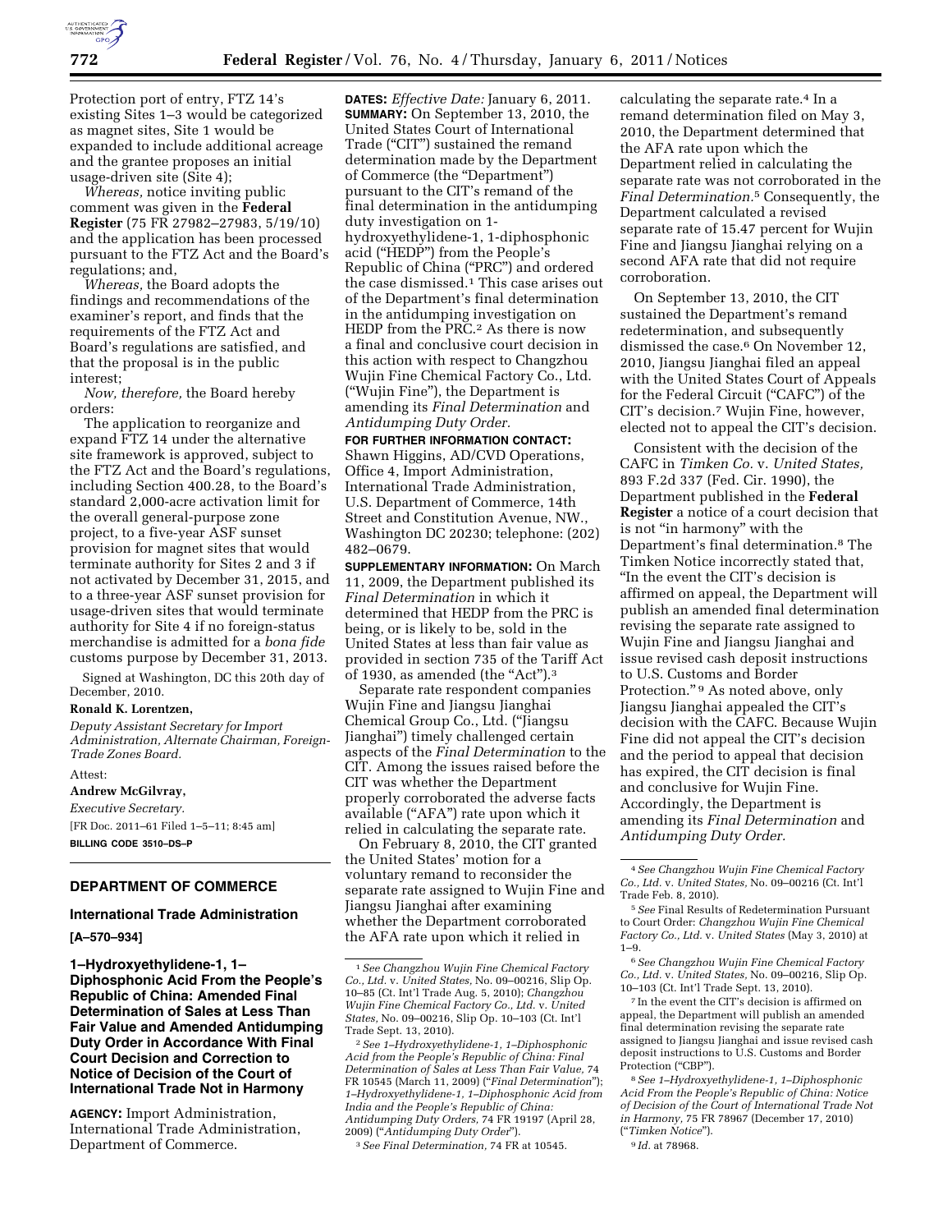Protection port of entry, FTZ 14's existing Sites 1–3 would be categorized as magnet sites, Site 1 would be expanded to include additional acreage and the grantee proposes an initial usage-driven site (Site 4);

*Whereas,* notice inviting public comment was given in the **Federal Register** (75 FR 27982–27983, 5/19/10) and the application has been processed pursuant to the FTZ Act and the Board's regulations; and,

*Whereas,* the Board adopts the findings and recommendations of the examiner's report, and finds that the requirements of the FTZ Act and Board's regulations are satisfied, and that the proposal is in the public interest;

*Now, therefore,* the Board hereby orders:

The application to reorganize and expand FTZ 14 under the alternative site framework is approved, subject to the FTZ Act and the Board's regulations, including Section 400.28, to the Board's standard 2,000-acre activation limit for the overall general-purpose zone project, to a five-year ASF sunset provision for magnet sites that would terminate authority for Sites 2 and 3 if not activated by December 31, 2015, and to a three-year ASF sunset provision for usage-driven sites that would terminate authority for Site 4 if no foreign-status merchandise is admitted for a *bona fide* customs purpose by December 31, 2013.

Signed at Washington, DC this 20th day of December, 2010.

**Ronald K. Lorentzen,**

*Deputy Assistant Secretary for Import Administration, Alternate Chairman, Foreign-Trade Zones Board.*

Attest:

**Andrew McGilvray,**

*Executive Secretary.*

[FR Doc. 2011–61 Filed 1–5–11; 8:45 am]

**BILLING CODE 3510–DS–P**

---

## DEPARTMENT OF COMMERCE

### International Trade Administration

**[A–570–934]**

### 1–Hydroxyethylidene-1, 1–Diphosphonic Acid From the People's Republic of China: Amended Final Determination of Sales at Less Than Fair Value and Amended Antidumping Duty Order in Accordance With Final Court Decision and Correction to Notice of Decision of the Court of International Trade Not in Harmony

**AGENCY:** Import Administration, International Trade Administration, Department of Commerce.

**DATES:** *Effective Date:* January 6, 2011.

**SUMMARY:** On September 13, 2010, the United States Court of International Trade ("CIT") sustained the remand determination made by the Department of Commerce (the "Department") pursuant to the CIT's remand of the final determination in the antidumping duty investigation on 1-hydroxyethylidene-1, 1-diphosphonic acid ("HEDP") from the People's Republic of China ("PRC") and ordered the case dismissed.[1] This case arises out of the Department's final determination in the antidumping investigation on HEDP from the PRC.[2] As there is now a final and conclusive court decision in this action with respect to Changzhou Wujin Fine Chemical Factory Co., Ltd. ("Wujin Fine"), the Department is amending its *Final Determination* and *Antidumping Duty Order.*

**FOR FURTHER INFORMATION CONTACT:** Shawn Higgins, AD/CVD Operations, Office 4, Import Administration, International Trade Administration, U.S. Department of Commerce, 14th Street and Constitution Avenue, NW., Washington DC 20230; telephone: (202) 482–0679.

**SUPPLEMENTARY INFORMATION:** On March 11, 2009, the Department published its *Final Determination* in which it determined that HEDP from the PRC is being, or is likely to be, sold in the United States at less than fair value as provided in section 735 of the Tariff Act of 1930, as amended (the "Act").[3]

Separate rate respondent companies Wujin Fine and Jiangsu Jianghai Chemical Group Co., Ltd. ("Jiangsu Jianghai") timely challenged certain aspects of the *Final Determination* to the CIT. Among the issues raised before the CIT was whether the Department properly corroborated the adverse facts available ("AFA") rate upon which it relied in calculating the separate rate.

On February 8, 2010, the CIT granted the United States' motion for a voluntary remand to reconsider the separate rate assigned to Wujin Fine and Jiangsu Jianghai after examining whether the Department corroborated the AFA rate upon which it relied in calculating the separate rate.[4] In a remand determination filed on May 3, 2010, the Department determined that the AFA rate upon which the Department relied in calculating the separate rate was not corroborated in the *Final Determination.*[5] Consequently, the Department calculated a revised separate rate of 15.47 percent for Wujin Fine and Jiangsu Jianghai relying on a second AFA rate that did not require corroboration.

On September 13, 2010, the CIT sustained the Department's remand redetermination, and subsequently dismissed the case.[6] On November 12, 2010, Jiangsu Jianghai filed an appeal with the United States Court of Appeals for the Federal Circuit ("CAFC") of the CIT's decision.[7] Wujin Fine, however, elected not to appeal the CIT's decision.

Consistent with the decision of the CAFC in *Timken Co.* v. *United States,* 893 F.2d 337 (Fed. Cir. 1990), the Department published in the **Federal Register** a notice of a court decision that is not "in harmony" with the Department's final determination.[8] The Timken Notice incorrectly stated that, "In the event the CIT's decision is affirmed on appeal, the Department will publish an amended final determination revising the separate rate assigned to Wujin Fine and Jiangsu Jianghai and issue revised cash deposit instructions to U.S. Customs and Border Protection."[9] As noted above, only Jiangsu Jianghai appealed the CIT's decision with the CAFC. Because Wujin Fine did not appeal the CIT's decision and the period to appeal that decision has expired, the CIT decision is final and conclusive for Wujin Fine. Accordingly, the Department is amending its *Final Determination* and *Antidumping Duty Order.*

---

[1] *See Changzhou Wujin Fine Chemical Factory Co., Ltd.* v. *United States,* No. 09–00216, Slip Op. 10–85 (Ct. Int'l Trade Aug. 5, 2010); *Changzhou Wujin Fine Chemical Factory Co., Ltd.* v. *United States,* No. 09–00216, Slip Op. 10–103 (Ct. Int'l Trade Sept. 13, 2010).

[2] *See 1–Hydroxyethylidene-1, 1–Diphosphonic Acid from the People's Republic of China: Final Determination of Sales at Less Than Fair Value,* 74 FR 10545 (March 11, 2009) ("*Final Determination*"); *1–Hydroxyethylidene-1, 1–Diphosphonic Acid from India and the People's Republic of China: Antidumping Duty Orders,* 74 FR 19197 (April 28, 2009) ("*Antidumping Duty Order*").

[3] *See Final Determination,* 74 FR at 10545.

[4] *See Changzhou Wujin Fine Chemical Factory Co., Ltd.* v. *United States,* No. 09–00216 (Ct. Int'l Trade Feb. 8, 2010).

[5] *See* Final Results of Redetermination Pursuant to Court Order: *Changzhou Wujin Fine Chemical Factory Co., Ltd.* v. *United States* (May 3, 2010) at 1–9.

[6] *See Changzhou Wujin Fine Chemical Factory Co., Ltd.* v. *United States,* No. 09–00216, Slip Op. 10–103 (Ct. Int'l Trade Sept. 13, 2010).

[7] In the event the CIT's decision is affirmed on appeal, the Department will publish an amended final determination revising the separate rate assigned to Jiangsu Jianghai and issue revised cash deposit instructions to U.S. Customs and Border Protection ("CBP").

[8] *See 1–Hydroxyethylidene-1, 1–Diphosphonic Acid From the People's Republic of China: Notice of Decision of the Court of International Trade Not in Harmony,* 75 FR 78967 (December 17, 2010) ("*Timken Notice*").

[9] *Id.* at 78968.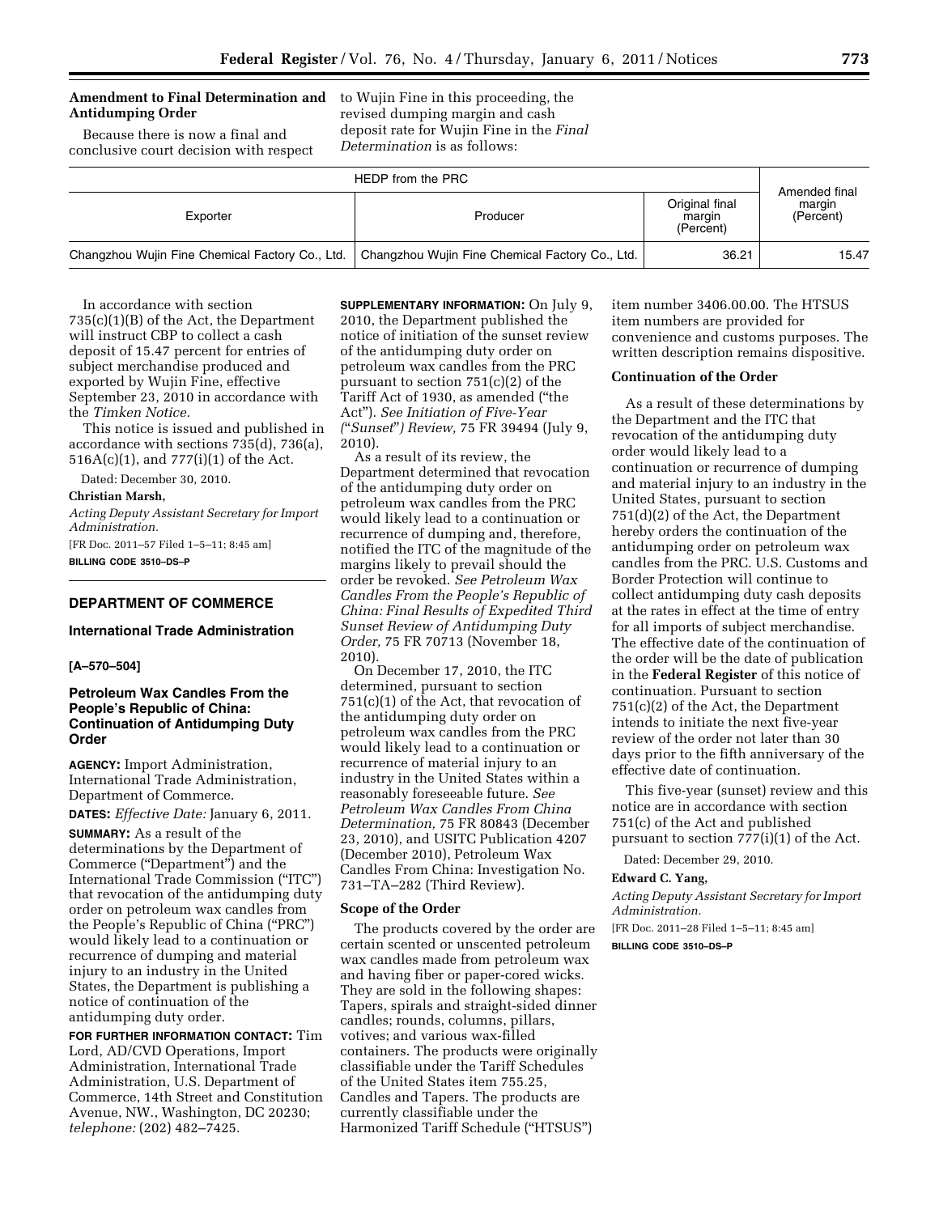### Amendment to Final Determination and Antidumping Order

Because there is now a final and conclusive court decision with respect to Wujin Fine in this proceeding, the revised dumping margin and cash deposit rate for Wujin Fine in the *Final Determination* is as follows:

| HEDP from the PRC | | | Amended final margin (Percent) |
|---|---|---|---|
| Exporter | Producer | Original final margin (Percent) | |
| Changzhou Wujin Fine Chemical Factory Co., Ltd. | Changzhou Wujin Fine Chemical Factory Co., Ltd. | 36.21 | 15.47 |

In accordance with section 735(c)(1)(B) of the Act, the Department will instruct CBP to collect a cash deposit of 15.47 percent for entries of subject merchandise produced and exported by Wujin Fine, effective September 23, 2010 in accordance with the *Timken Notice.*

This notice is issued and published in accordance with sections 735(d), 736(a), 516A(c)(1), and 777(i)(1) of the Act.

Dated: December 30, 2010.

**Christian Marsh,**

*Acting Deputy Assistant Secretary for Import Administration.*

[FR Doc. 2011–57 Filed 1–5–11; 8:45 am]

**BILLING CODE 3510–DS–P**

## DEPARTMENT OF COMMERCE

### International Trade Administration

**[A–570–504]**

### Petroleum Wax Candles From the People's Republic of China: Continuation of Antidumping Duty Order

**AGENCY:** Import Administration, International Trade Administration, Department of Commerce.

**DATES:** *Effective Date:* January 6, 2011.

**SUMMARY:** As a result of the determinations by the Department of Commerce ("Department") and the International Trade Commission ("ITC") that revocation of the antidumping duty order on petroleum wax candles from the People's Republic of China ("PRC") would likely lead to a continuation or recurrence of dumping and material injury to an industry in the United States, the Department is publishing a notice of continuation of the antidumping duty order.

**FOR FURTHER INFORMATION CONTACT:** Tim Lord, AD/CVD Operations, Import Administration, International Trade Administration, U.S. Department of Commerce, 14th Street and Constitution Avenue, NW., Washington, DC 20230; *telephone:* (202) 482–7425.

**SUPPLEMENTARY INFORMATION:** On July 9, 2010, the Department published the notice of initiation of the sunset review of the antidumping duty order on petroleum wax candles from the PRC pursuant to section 751(c)(2) of the Tariff Act of 1930, as amended ("the Act"). *See Initiation of Five-Year ("Sunset") Review,* 75 FR 39494 (July 9, 2010).

As a result of its review, the Department determined that revocation of the antidumping duty order on petroleum wax candles from the PRC would likely lead to a continuation or recurrence of dumping and, therefore, notified the ITC of the magnitude of the margins likely to prevail should the order be revoked. *See Petroleum Wax Candles From the People's Republic of China: Final Results of Expedited Third Sunset Review of Antidumping Duty Order,* 75 FR 70713 (November 18, 2010).

On December 17, 2010, the ITC determined, pursuant to section 751(c)(1) of the Act, that revocation of the antidumping duty order on petroleum wax candles from the PRC would likely lead to a continuation or recurrence of material injury to an industry in the United States within a reasonably foreseeable future. *See Petroleum Wax Candles From China Determination,* 75 FR 80843 (December 23, 2010), and USITC Publication 4207 (December 2010), Petroleum Wax Candles From China: Investigation No. 731–TA–282 (Third Review).

### Scope of the Order

The products covered by the order are certain scented or unscented petroleum wax candles made from petroleum wax and having fiber or paper-cored wicks. They are sold in the following shapes: Tapers, spirals and straight-sided dinner candles; rounds, columns, pillars, votives; and various wax-filled containers. The products were originally classifiable under the Tariff Schedules of the United States item 755.25, Candles and Tapers. The products are currently classifiable under the Harmonized Tariff Schedule ("HTSUS") item number 3406.00.00. The HTSUS item numbers are provided for convenience and customs purposes. The written description remains dispositive.

### Continuation of the Order

As a result of these determinations by the Department and the ITC that revocation of the antidumping duty order would likely lead to a continuation or recurrence of dumping and material injury to an industry in the United States, pursuant to section 751(d)(2) of the Act, the Department hereby orders the continuation of the antidumping order on petroleum wax candles from the PRC. U.S. Customs and Border Protection will continue to collect antidumping duty cash deposits at the rates in effect at the time of entry for all imports of subject merchandise. The effective date of the continuation of the order will be the date of publication in the **Federal Register** of this notice of continuation. Pursuant to section 751(c)(2) of the Act, the Department intends to initiate the next five-year review of the order not later than 30 days prior to the fifth anniversary of the effective date of continuation.

This five-year (sunset) review and this notice are in accordance with section 751(c) of the Act and published pursuant to section 777(i)(1) of the Act.

Dated: December 29, 2010.

**Edward C. Yang,**

*Acting Deputy Assistant Secretary for Import Administration.*

[FR Doc. 2011–28 Filed 1–5–11; 8:45 am]

**BILLING CODE 3510–DS–P**